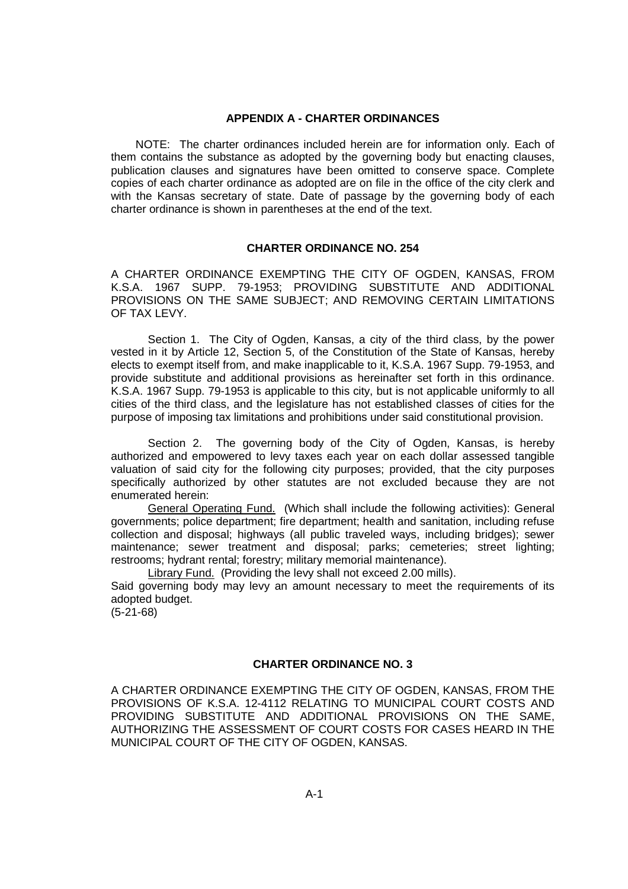## APPENDIX A - CHARTER ORDINANCES

NOTE: The charter ordinances included herein are for information only. Each of them contains the substance as adopted by the governing body but enacting clauses, publication clauses and signatures have been omitted to conserve space. Complete copies of each charter ordinance as adopted are on file in the office of the city clerk and with the Kansas secretary of state. Date of passage by the governing body of each charter ordinance is shown in parentheses at the end of the text.

### CHARTER ORDINANCE NO. 254

A CHARTER ORDINANCE EXEMPTING THE CITY OF OGDEN, KANSAS, FROM K.S.A. 1967 SUPP. 79-1953; PROVIDING SUBSTITUTE AND ADDITIONAL PROVISIONS ON THE SAME SUBJECT; AND REMOVING CERTAIN LIMITATIONS OF TAX LEVY.

Section 1. The City of Ogden, Kansas, a city of the third class, by the power vested in it by Article 12, Section 5, of the Constitution of the State of Kansas, hereby elects to exempt itself from, and make inapplicable to it, K.S.A. 1967 Supp. 79-1953, and provide substitute and additional provisions as hereinafter set forth in this ordinance. K.S.A. 1967 Supp. 79-1953 is applicable to this city, but is not applicable uniformly to all cities of the third class, and the legislature has not established classes of cities for the purpose of imposing tax limitations and prohibitions under said constitutional provision.

Section 2. The governing body of the City of Ogden, Kansas, is hereby authorized and empowered to levy taxes each year on each dollar assessed tangible valuation of said city for the following city purposes; provided, that the city purposes specifically authorized by other statutes are not excluded because they are not enumerated herein:

General Operating Fund. (Which shall include the following activities): General governments; police department; fire department; health and sanitation, including refuse collection and disposal; highways (all public traveled ways, including bridges); sewer maintenance; sewer treatment and disposal; parks; cemeteries; street lighting; restrooms; hydrant rental; forestry; military memorial maintenance).

Library Fund. (Providing the levy shall not exceed 2.00 mills).

Said governing body may levy an amount necessary to meet the requirements of its adopted budget.

(5-21-68)

### CHARTER ORDINANCE NO. 3

A CHARTER ORDINANCE EXEMPTING THE CITY OF OGDEN, KANSAS, FROM THE PROVISIONS OF K.S.A. 12-4112 RELATING TO MUNICIPAL COURT COSTS AND PROVIDING SUBSTITUTE AND ADDITIONAL PROVISIONS ON THE SAME, AUTHORIZING THE ASSESSMENT OF COURT COSTS FOR CASES HEARD IN THE MUNICIPAL COURT OF THE CITY OF OGDEN, KANSAS.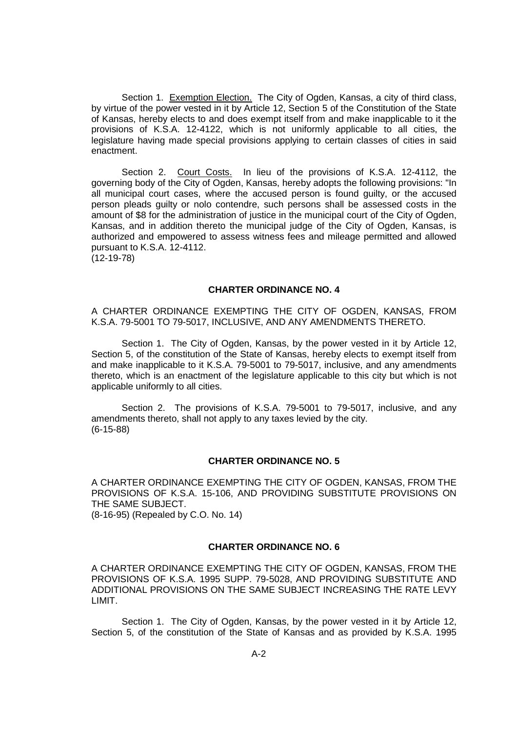Section 1. Exemption Election. The City of Ogden, Kansas, a city of third class, by virtue of the power vested in it by Article 12, Section 5 of the Constitution of the State of Kansas, hereby elects to and does exempt itself from and make inapplicable to it the provisions of K.S.A. 12-4122, which is not uniformly applicable to all cities, the legislature having made special provisions applying to certain classes of cities in said enactment.

Section 2. Court Costs. In lieu of the provisions of K.S.A. 12-4112, the governing body of the City of Ogden, Kansas, hereby adopts the following provisions: "In all municipal court cases, where the accused person is found guilty, or the accused person pleads guilty or nolo contendre, such persons shall be assessed costs in the amount of $8 for the administration of justice in the municipal court of the City of Ogden, Kansas, and in addition thereto the municipal judge of the City of Ogden, Kansas, is authorized and empowered to assess witness fees and mileage permitted and allowed pursuant to K.S.A. 12-4112.
(12-19-78)

## CHARTER ORDINANCE NO. 4

A CHARTER ORDINANCE EXEMPTING THE CITY OF OGDEN, KANSAS, FROM K.S.A. 79-5001 TO 79-5017, INCLUSIVE, AND ANY AMENDMENTS THERETO.

Section 1. The City of Ogden, Kansas, by the power vested in it by Article 12, Section 5, of the constitution of the State of Kansas, hereby elects to exempt itself from and make inapplicable to it K.S.A. 79-5001 to 79-5017, inclusive, and any amendments thereto, which is an enactment of the legislature applicable to this city but which is not applicable uniformly to all cities.

Section 2. The provisions of K.S.A. 79-5001 to 79-5017, inclusive, and any amendments thereto, shall not apply to any taxes levied by the city.
(6-15-88)

## CHARTER ORDINANCE NO. 5

A CHARTER ORDINANCE EXEMPTING THE CITY OF OGDEN, KANSAS, FROM THE PROVISIONS OF K.S.A. 15-106, AND PROVIDING SUBSTITUTE PROVISIONS ON THE SAME SUBJECT.
(8-16-95) (Repealed by C.O. No. 14)

## CHARTER ORDINANCE NO. 6

A CHARTER ORDINANCE EXEMPTING THE CITY OF OGDEN, KANSAS, FROM THE PROVISIONS OF K.S.A. 1995 SUPP. 79-5028, AND PROVIDING SUBSTITUTE AND ADDITIONAL PROVISIONS ON THE SAME SUBJECT INCREASING THE RATE LEVY LIMIT.

Section 1. The City of Ogden, Kansas, by the power vested in it by Article 12, Section 5, of the constitution of the State of Kansas and as provided by K.S.A. 1995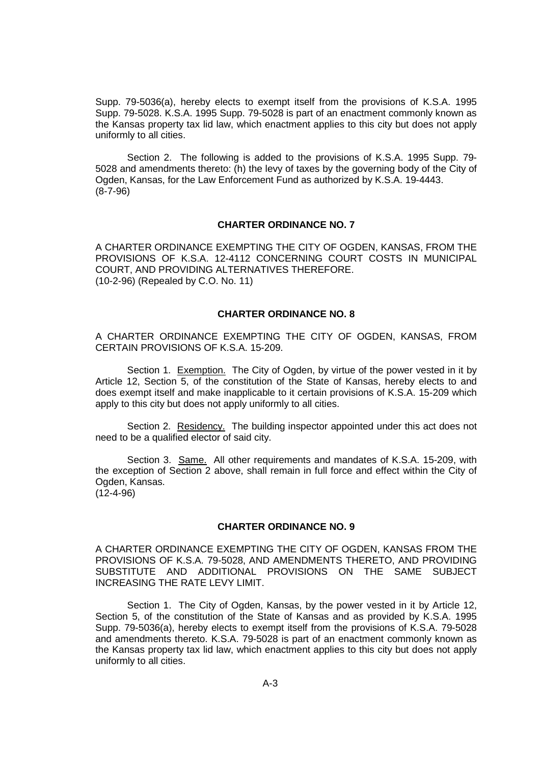Supp. 79-5036(a), hereby elects to exempt itself from the provisions of K.S.A. 1995 Supp. 79-5028. K.S.A. 1995 Supp. 79-5028 is part of an enactment commonly known as the Kansas property tax lid law, which enactment applies to this city but does not apply uniformly to all cities.

Section 2. The following is added to the provisions of K.S.A. 1995 Supp. 79-5028 and amendments thereto: (h) the levy of taxes by the governing body of the City of Ogden, Kansas, for the Law Enforcement Fund as authorized by K.S.A. 19-4443.
(8-7-96)

## CHARTER ORDINANCE NO. 7

A CHARTER ORDINANCE EXEMPTING THE CITY OF OGDEN, KANSAS, FROM THE PROVISIONS OF K.S.A. 12-4112 CONCERNING COURT COSTS IN MUNICIPAL COURT, AND PROVIDING ALTERNATIVES THEREFORE.
(10-2-96) (Repealed by C.O. No. 11)

## CHARTER ORDINANCE NO. 8

A CHARTER ORDINANCE EXEMPTING THE CITY OF OGDEN, KANSAS, FROM CERTAIN PROVISIONS OF K.S.A. 15-209.

Section 1. Exemption. The City of Ogden, by virtue of the power vested in it by Article 12, Section 5, of the constitution of the State of Kansas, hereby elects to and does exempt itself and make inapplicable to it certain provisions of K.S.A. 15-209 which apply to this city but does not apply uniformly to all cities.

Section 2. Residency. The building inspector appointed under this act does not need to be a qualified elector of said city.

Section 3. Same. All other requirements and mandates of K.S.A. 15-209, with the exception of Section 2 above, shall remain in full force and effect within the City of Ogden, Kansas.
(12-4-96)

## CHARTER ORDINANCE NO. 9

A CHARTER ORDINANCE EXEMPTING THE CITY OF OGDEN, KANSAS FROM THE PROVISIONS OF K.S.A. 79-5028, AND AMENDMENTS THERETO, AND PROVIDING SUBSTITUTE AND ADDITIONAL PROVISIONS ON THE SAME SUBJECT INCREASING THE RATE LEVY LIMIT.

Section 1. The City of Ogden, Kansas, by the power vested in it by Article 12, Section 5, of the constitution of the State of Kansas and as provided by K.S.A. 1995 Supp. 79-5036(a), hereby elects to exempt itself from the provisions of K.S.A. 79-5028 and amendments thereto. K.S.A. 79-5028 is part of an enactment commonly known as the Kansas property tax lid law, which enactment applies to this city but does not apply uniformly to all cities.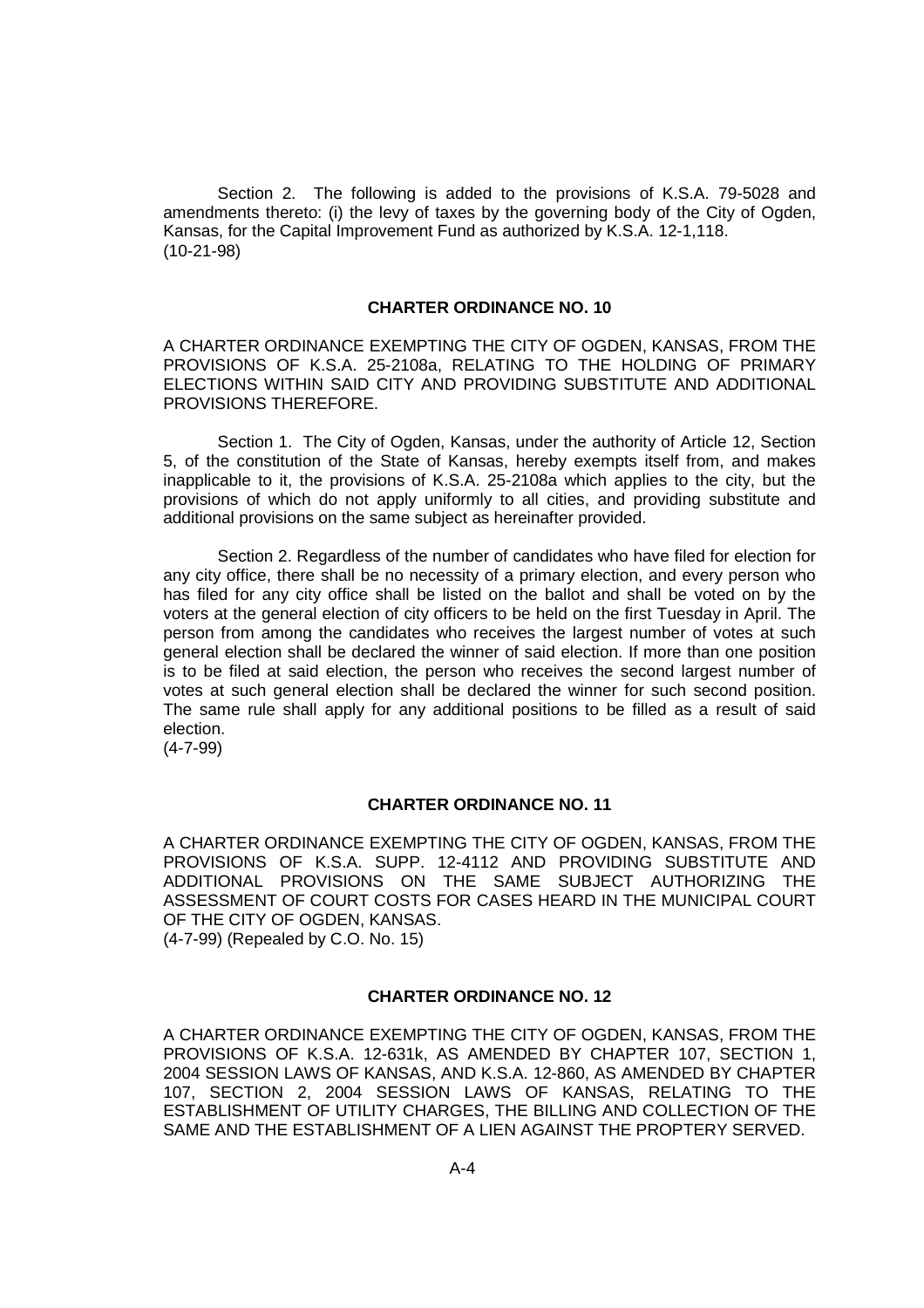Section 2. The following is added to the provisions of K.S.A. 79-5028 and amendments thereto: (i) the levy of taxes by the governing body of the City of Ogden, Kansas, for the Capital Improvement Fund as authorized by K.S.A. 12-1,118.
(10-21-98)

## CHARTER ORDINANCE NO. 10

A CHARTER ORDINANCE EXEMPTING THE CITY OF OGDEN, KANSAS, FROM THE PROVISIONS OF K.S.A. 25-2108a, RELATING TO THE HOLDING OF PRIMARY ELECTIONS WITHIN SAID CITY AND PROVIDING SUBSTITUTE AND ADDITIONAL PROVISIONS THEREFORE.

Section 1. The City of Ogden, Kansas, under the authority of Article 12, Section 5, of the constitution of the State of Kansas, hereby exempts itself from, and makes inapplicable to it, the provisions of K.S.A. 25-2108a which applies to the city, but the provisions of which do not apply uniformly to all cities, and providing substitute and additional provisions on the same subject as hereinafter provided.

Section 2. Regardless of the number of candidates who have filed for election for any city office, there shall be no necessity of a primary election, and every person who has filed for any city office shall be listed on the ballot and shall be voted on by the voters at the general election of city officers to be held on the first Tuesday in April. The person from among the candidates who receives the largest number of votes at such general election shall be declared the winner of said election. If more than one position is to be filed at said election, the person who receives the second largest number of votes at such general election shall be declared the winner for such second position. The same rule shall apply for any additional positions to be filled as a result of said election.
(4-7-99)

## CHARTER ORDINANCE NO. 11

A CHARTER ORDINANCE EXEMPTING THE CITY OF OGDEN, KANSAS, FROM THE PROVISIONS OF K.S.A. SUPP. 12-4112 AND PROVIDING SUBSTITUTE AND ADDITIONAL PROVISIONS ON THE SAME SUBJECT AUTHORIZING THE ASSESSMENT OF COURT COSTS FOR CASES HEARD IN THE MUNICIPAL COURT OF THE CITY OF OGDEN, KANSAS.
(4-7-99) (Repealed by C.O. No. 15)

## CHARTER ORDINANCE NO. 12

A CHARTER ORDINANCE EXEMPTING THE CITY OF OGDEN, KANSAS, FROM THE PROVISIONS OF K.S.A. 12-631k, AS AMENDED BY CHAPTER 107, SECTION 1, 2004 SESSION LAWS OF KANSAS, AND K.S.A. 12-860, AS AMENDED BY CHAPTER 107, SECTION 2, 2004 SESSION LAWS OF KANSAS, RELATING TO THE ESTABLISHMENT OF UTILITY CHARGES, THE BILLING AND COLLECTION OF THE SAME AND THE ESTABLISHMENT OF A LIEN AGAINST THE PROPTERY SERVED.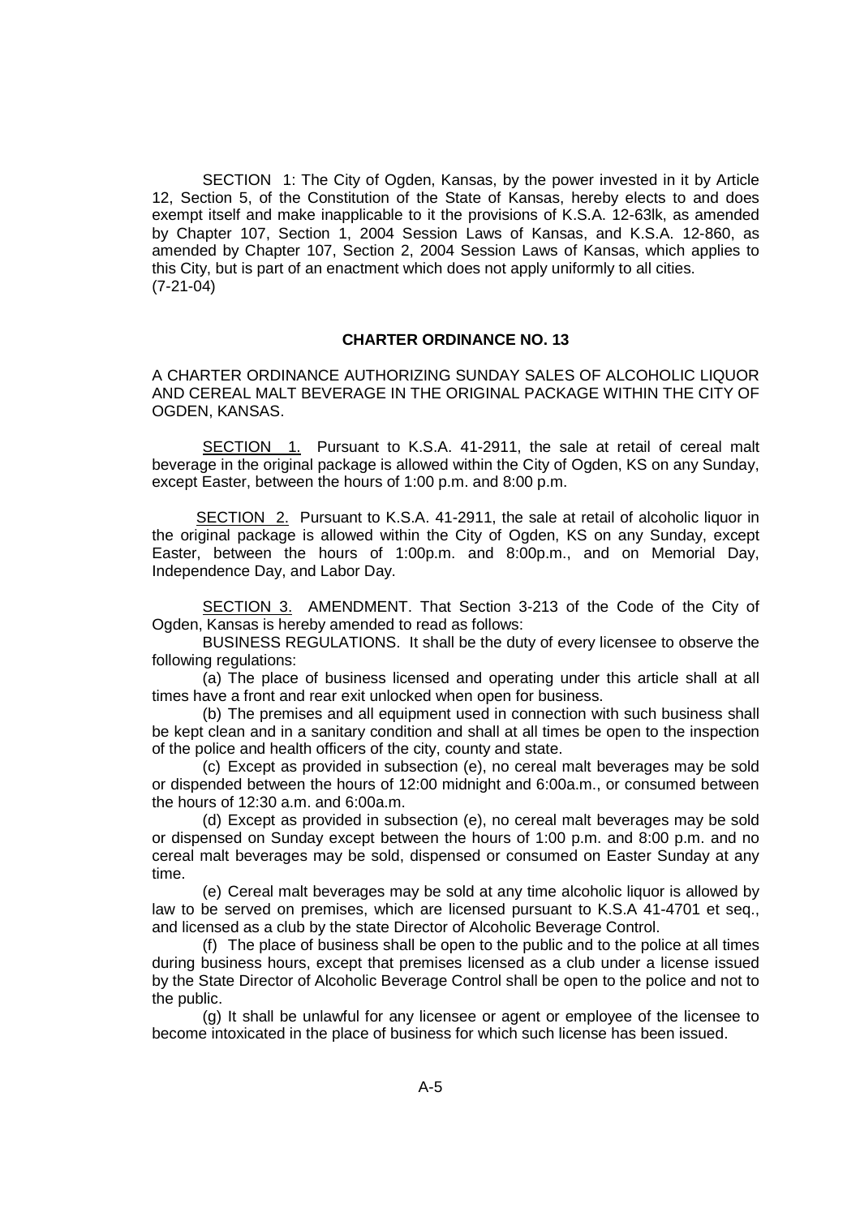SECTION 1: The City of Ogden, Kansas, by the power invested in it by Article 12, Section 5, of the Constitution of the State of Kansas, hereby elects to and does exempt itself and make inapplicable to it the provisions of K.S.A. 12-63lk, as amended by Chapter 107, Section 1, 2004 Session Laws of Kansas, and K.S.A. 12-860, as amended by Chapter 107, Section 2, 2004 Session Laws of Kansas, which applies to this City, but is part of an enactment which does not apply uniformly to all cities.
(7-21-04)

## CHARTER ORDINANCE NO. 13

A CHARTER ORDINANCE AUTHORIZING SUNDAY SALES OF ALCOHOLIC LIQUOR AND CEREAL MALT BEVERAGE IN THE ORIGINAL PACKAGE WITHIN THE CITY OF OGDEN, KANSAS.

SECTION 1. Pursuant to K.S.A. 41-2911, the sale at retail of cereal malt beverage in the original package is allowed within the City of Ogden, KS on any Sunday, except Easter, between the hours of 1:00 p.m. and 8:00 p.m.

SECTION 2. Pursuant to K.S.A. 41-2911, the sale at retail of alcoholic liquor in the original package is allowed within the City of Ogden, KS on any Sunday, except Easter, between the hours of 1:00p.m. and 8:00p.m., and on Memorial Day, Independence Day, and Labor Day.

SECTION 3. AMENDMENT. That Section 3-213 of the Code of the City of Ogden, Kansas is hereby amended to read as follows:

BUSINESS REGULATIONS. It shall be the duty of every licensee to observe the following regulations:

(a) The place of business licensed and operating under this article shall at all times have a front and rear exit unlocked when open for business.

(b) The premises and all equipment used in connection with such business shall be kept clean and in a sanitary condition and shall at all times be open to the inspection of the police and health officers of the city, county and state.

(c) Except as provided in subsection (e), no cereal malt beverages may be sold or dispended between the hours of 12:00 midnight and 6:00a.m., or consumed between the hours of 12:30 a.m. and 6:00a.m.

(d) Except as provided in subsection (e), no cereal malt beverages may be sold or dispensed on Sunday except between the hours of 1:00 p.m. and 8:00 p.m. and no cereal malt beverages may be sold, dispensed or consumed on Easter Sunday at any time.

(e) Cereal malt beverages may be sold at any time alcoholic liquor is allowed by law to be served on premises, which are licensed pursuant to K.S.A 41-4701 et seq., and licensed as a club by the state Director of Alcoholic Beverage Control.

(f) The place of business shall be open to the public and to the police at all times during business hours, except that premises licensed as a club under a license issued by the State Director of Alcoholic Beverage Control shall be open to the police and not to the public.

(g) It shall be unlawful for any licensee or agent or employee of the licensee to become intoxicated in the place of business for which such license has been issued.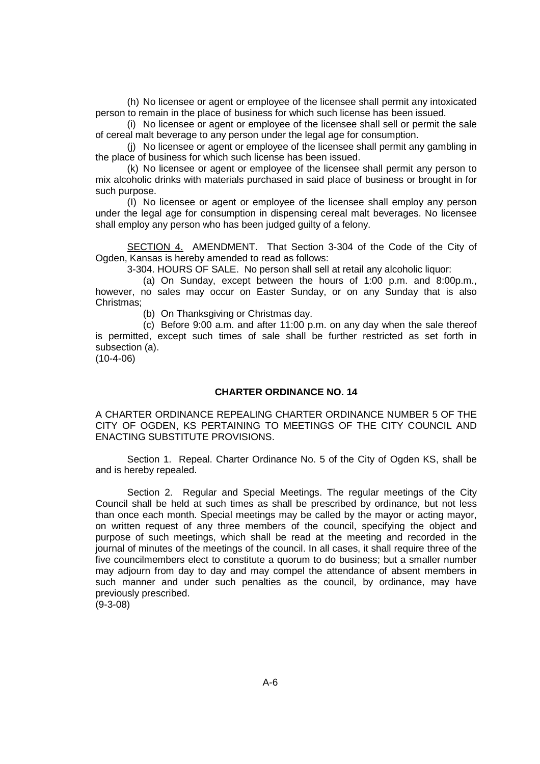(h) No licensee or agent or employee of the licensee shall permit any intoxicated person to remain in the place of business for which such license has been issued.

(i) No licensee or agent or employee of the licensee shall sell or permit the sale of cereal malt beverage to any person under the legal age for consumption.

(j) No licensee or agent or employee of the licensee shall permit any gambling in the place of business for which such license has been issued.

(k) No licensee or agent or employee of the licensee shall permit any person to mix alcoholic drinks with materials purchased in said place of business or brought in for such purpose.

(l) No licensee or agent or employee of the licensee shall employ any person under the legal age for consumption in dispensing cereal malt beverages. No licensee shall employ any person who has been judged guilty of a felony.

SECTION 4. AMENDMENT. That Section 3-304 of the Code of the City of Ogden, Kansas is hereby amended to read as follows:

3-304. HOURS OF SALE. No person shall sell at retail any alcoholic liquor:

(a) On Sunday, except between the hours of 1:00 p.m. and 8:00p.m., however, no sales may occur on Easter Sunday, or on any Sunday that is also Christmas;

(b) On Thanksgiving or Christmas day.

(c) Before 9:00 a.m. and after 11:00 p.m. on any day when the sale thereof is permitted, except such times of sale shall be further restricted as set forth in subsection (a).

(10-4-06)

## CHARTER ORDINANCE NO. 14

A CHARTER ORDINANCE REPEALING CHARTER ORDINANCE NUMBER 5 OF THE CITY OF OGDEN, KS PERTAINING TO MEETINGS OF THE CITY COUNCIL AND ENACTING SUBSTITUTE PROVISIONS.

Section 1. Repeal. Charter Ordinance No. 5 of the City of Ogden KS, shall be and is hereby repealed.

Section 2. Regular and Special Meetings. The regular meetings of the City Council shall be held at such times as shall be prescribed by ordinance, but not less than once each month. Special meetings may be called by the mayor or acting mayor, on written request of any three members of the council, specifying the object and purpose of such meetings, which shall be read at the meeting and recorded in the journal of minutes of the meetings of the council. In all cases, it shall require three of the five councilmembers elect to constitute a quorum to do business; but a smaller number may adjourn from day to day and may compel the attendance of absent members in such manner and under such penalties as the council, by ordinance, may have previously prescribed.

(9-3-08)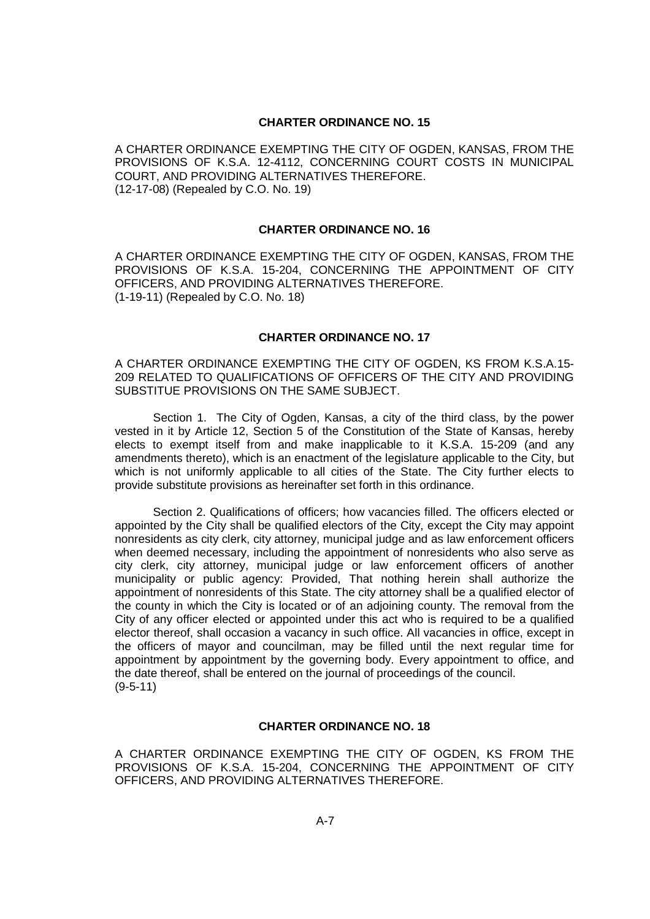## CHARTER ORDINANCE NO. 15

A CHARTER ORDINANCE EXEMPTING THE CITY OF OGDEN, KANSAS, FROM THE PROVISIONS OF K.S.A. 12-4112, CONCERNING COURT COSTS IN MUNICIPAL COURT, AND PROVIDING ALTERNATIVES THEREFORE.
(12-17-08) (Repealed by C.O. No. 19)

## CHARTER ORDINANCE NO. 16

A CHARTER ORDINANCE EXEMPTING THE CITY OF OGDEN, KANSAS, FROM THE PROVISIONS OF K.S.A. 15-204, CONCERNING THE APPOINTMENT OF CITY OFFICERS, AND PROVIDING ALTERNATIVES THEREFORE.
(1-19-11) (Repealed by C.O. No. 18)

## CHARTER ORDINANCE NO. 17

A CHARTER ORDINANCE EXEMPTING THE CITY OF OGDEN, KS FROM K.S.A.15-209 RELATED TO QUALIFICATIONS OF OFFICERS OF THE CITY AND PROVIDING SUBSTITUE PROVISIONS ON THE SAME SUBJECT.

Section 1. The City of Ogden, Kansas, a city of the third class, by the power vested in it by Article 12, Section 5 of the Constitution of the State of Kansas, hereby elects to exempt itself from and make inapplicable to it K.S.A. 15-209 (and any amendments thereto), which is an enactment of the legislature applicable to the City, but which is not uniformly applicable to all cities of the State. The City further elects to provide substitute provisions as hereinafter set forth in this ordinance.

Section 2. Qualifications of officers; how vacancies filled. The officers elected or appointed by the City shall be qualified electors of the City, except the City may appoint nonresidents as city clerk, city attorney, municipal judge and as law enforcement officers when deemed necessary, including the appointment of nonresidents who also serve as city clerk, city attorney, municipal judge or law enforcement officers of another municipality or public agency: Provided, That nothing herein shall authorize the appointment of nonresidents of this State. The city attorney shall be a qualified elector of the county in which the City is located or of an adjoining county. The removal from the City of any officer elected or appointed under this act who is required to be a qualified elector thereof, shall occasion a vacancy in such office. All vacancies in office, except in the officers of mayor and councilman, may be filled until the next regular time for appointment by appointment by the governing body. Every appointment to office, and the date thereof, shall be entered on the journal of proceedings of the council.
(9-5-11)

## CHARTER ORDINANCE NO. 18

A CHARTER ORDINANCE EXEMPTING THE CITY OF OGDEN, KS FROM THE PROVISIONS OF K.S.A. 15-204, CONCERNING THE APPOINTMENT OF CITY OFFICERS, AND PROVIDING ALTERNATIVES THEREFORE.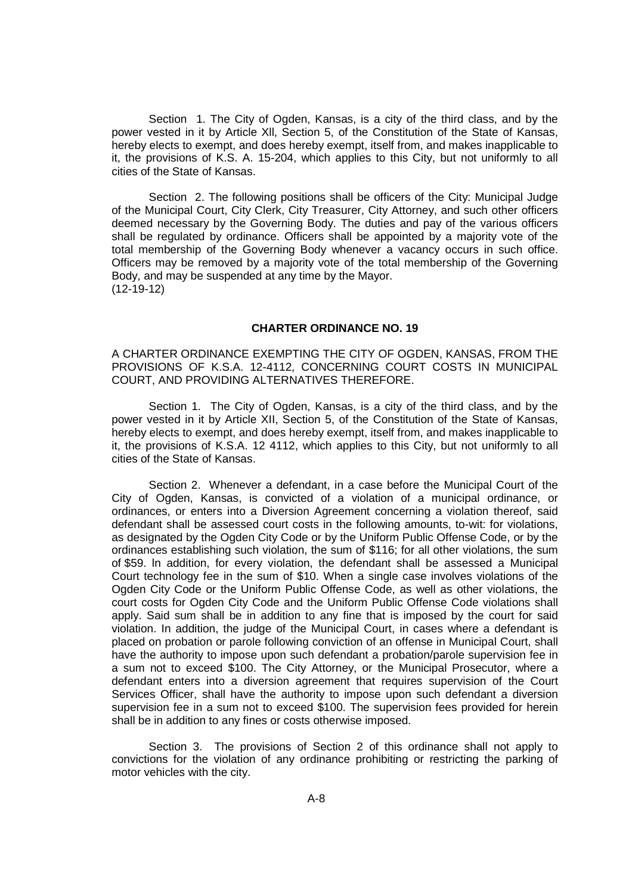Section 1. The City of Ogden, Kansas, is a city of the third class, and by the power vested in it by Article XII, Section 5, of the Constitution of the State of Kansas, hereby elects to exempt, and does hereby exempt, itself from, and makes inapplicable to it, the provisions of K.S. A. 15-204, which applies to this City, but not uniformly to all cities of the State of Kansas.

Section 2. The following positions shall be officers of the City: Municipal Judge of the Municipal Court, City Clerk, City Treasurer, City Attorney, and such other officers deemed necessary by the Governing Body. The duties and pay of the various officers shall be regulated by ordinance. Officers shall be appointed by a majority vote of the total membership of the Governing Body whenever a vacancy occurs in such office. Officers may be removed by a majority vote of the total membership of the Governing Body, and may be suspended at any time by the Mayor.
(12-19-12)

**CHARTER ORDINANCE NO. 19**

A CHARTER ORDINANCE EXEMPTING THE CITY OF OGDEN, KANSAS, FROM THE PROVISIONS OF K.S.A. 12-4112, CONCERNING COURT COSTS IN MUNICIPAL COURT, AND PROVIDING ALTERNATIVES THEREFORE.

Section 1. The City of Ogden, Kansas, is a city of the third class, and by the power vested in it by Article XII, Section 5, of the Constitution of the State of Kansas, hereby elects to exempt, and does hereby exempt, itself from, and makes inapplicable to it, the provisions of K.S.A. 12 4112, which applies to this City, but not uniformly to all cities of the State of Kansas.

Section 2. Whenever a defendant, in a case before the Municipal Court of the City of Ogden, Kansas, is convicted of a violation of a municipal ordinance, or ordinances, or enters into a Diversion Agreement concerning a violation thereof, said defendant shall be assessed court costs in the following amounts, to-wit: for violations, as designated by the Ogden City Code or by the Uniform Public Offense Code, or by the ordinances establishing such violation, the sum of $116; for all other violations, the sum of $59. In addition, for every violation, the defendant shall be assessed a Municipal Court technology fee in the sum of $10. When a single case involves violations of the Ogden City Code or the Uniform Public Offense Code, as well as other violations, the court costs for Ogden City Code and the Uniform Public Offense Code violations shall apply. Said sum shall be in addition to any fine that is imposed by the court for said violation. In addition, the judge of the Municipal Court, in cases where a defendant is placed on probation or parole following conviction of an offense in Municipal Court, shall have the authority to impose upon such defendant a probation/parole supervision fee in a sum not to exceed $100. The City Attorney, or the Municipal Prosecutor, where a defendant enters into a diversion agreement that requires supervision of the Court Services Officer, shall have the authority to impose upon such defendant a diversion supervision fee in a sum not to exceed $100. The supervision fees provided for herein shall be in addition to any fines or costs otherwise imposed.

Section 3. The provisions of Section 2 of this ordinance shall not apply to convictions for the violation of any ordinance prohibiting or restricting the parking of motor vehicles with the city.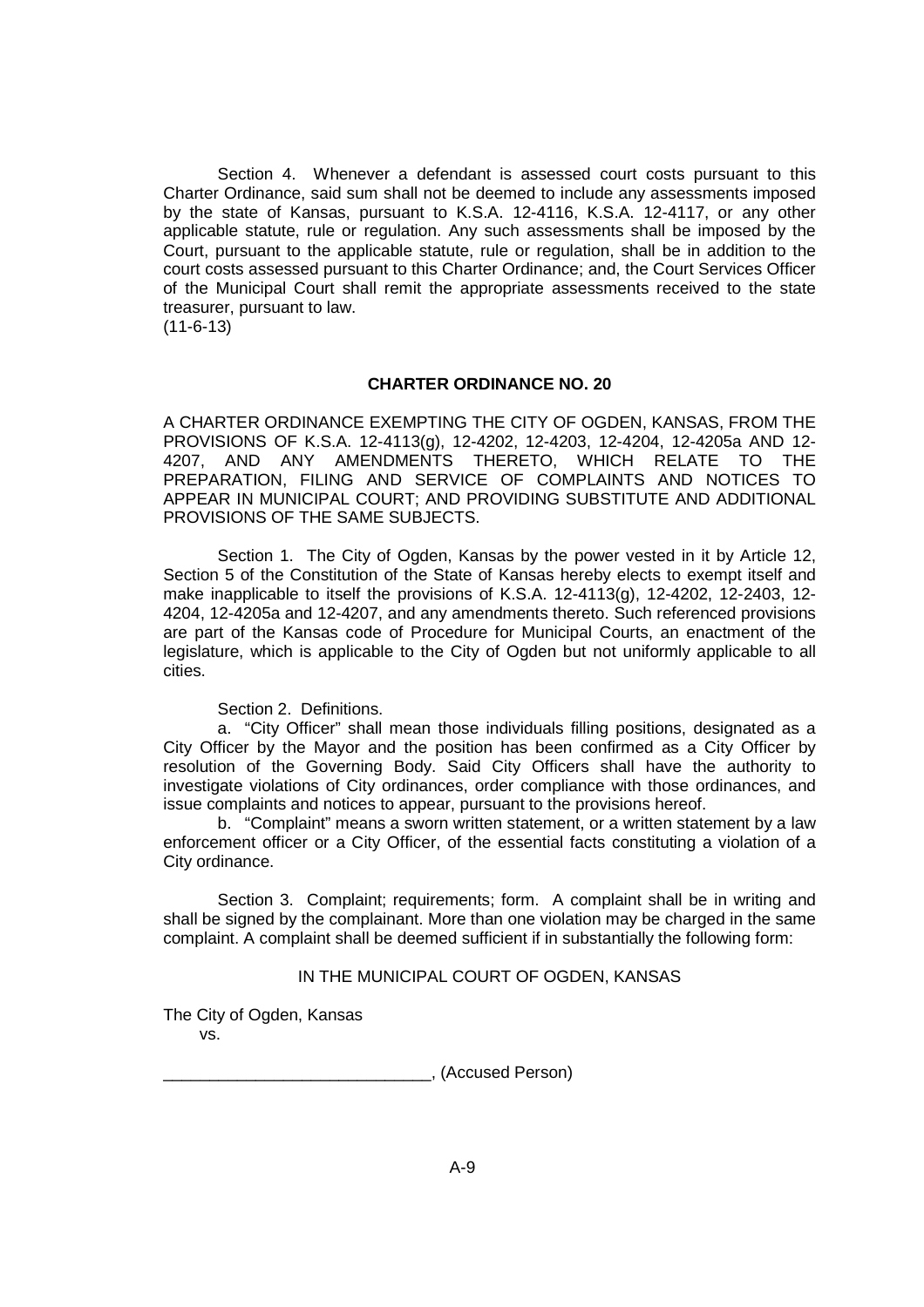Section 4. Whenever a defendant is assessed court costs pursuant to this Charter Ordinance, said sum shall not be deemed to include any assessments imposed by the state of Kansas, pursuant to K.S.A. 12-4116, K.S.A. 12-4117, or any other applicable statute, rule or regulation. Any such assessments shall be imposed by the Court, pursuant to the applicable statute, rule or regulation, shall be in addition to the court costs assessed pursuant to this Charter Ordinance; and, the Court Services Officer of the Municipal Court shall remit the appropriate assessments received to the state treasurer, pursuant to law.
(11-6-13)

## CHARTER ORDINANCE NO. 20

A CHARTER ORDINANCE EXEMPTING THE CITY OF OGDEN, KANSAS, FROM THE PROVISIONS OF K.S.A. 12-4113(g), 12-4202, 12-4203, 12-4204, 12-4205a AND 12-4207, AND ANY AMENDMENTS THERETO, WHICH RELATE TO THE PREPARATION, FILING AND SERVICE OF COMPLAINTS AND NOTICES TO APPEAR IN MUNICIPAL COURT; AND PROVIDING SUBSTITUTE AND ADDITIONAL PROVISIONS OF THE SAME SUBJECTS.

Section 1. The City of Ogden, Kansas by the power vested in it by Article 12, Section 5 of the Constitution of the State of Kansas hereby elects to exempt itself and make inapplicable to itself the provisions of K.S.A. 12-4113(g), 12-4202, 12-2403, 12-4204, 12-4205a and 12-4207, and any amendments thereto. Such referenced provisions are part of the Kansas code of Procedure for Municipal Courts, an enactment of the legislature, which is applicable to the City of Ogden but not uniformly applicable to all cities.

Section 2. Definitions.

a. "City Officer" shall mean those individuals filling positions, designated as a City Officer by the Mayor and the position has been confirmed as a City Officer by resolution of the Governing Body. Said City Officers shall have the authority to investigate violations of City ordinances, order compliance with those ordinances, and issue complaints and notices to appear, pursuant to the provisions hereof.

b. "Complaint" means a sworn written statement, or a written statement by a law enforcement officer or a City Officer, of the essential facts constituting a violation of a City ordinance.

Section 3. Complaint; requirements; form. A complaint shall be in writing and shall be signed by the complainant. More than one violation may be charged in the same complaint. A complaint shall be deemed sufficient if in substantially the following form:

IN THE MUNICIPAL COURT OF OGDEN, KANSAS

The City of Ogden, Kansas
vs.

_____________________________, (Accused Person)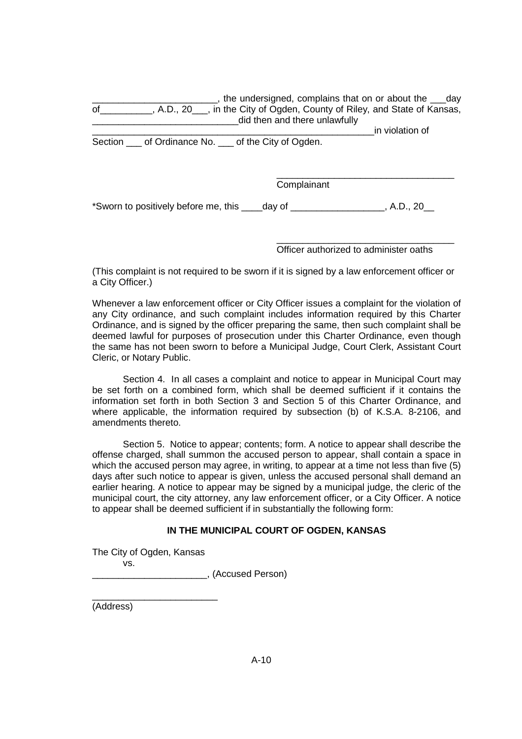________________________, the undersigned, complains that on or about the ___day of__________, A.D., 20___, in the City of Ogden, County of Riley, and State of Kansas, ____________________________did then and there unlawfully _________________________________________________________in violation of Section ___ of Ordinance No. ___ of the City of Ogden.

__________________________________
Complainant

*Sworn to positively before me, this ____day of __________________, A.D., 20__

__________________________________
Officer authorized to administer oaths

(This complaint is not required to be sworn if it is signed by a law enforcement officer or a City Officer.)

Whenever a law enforcement officer or City Officer issues a complaint for the violation of any City ordinance, and such complaint includes information required by this Charter Ordinance, and is signed by the officer preparing the same, then such complaint shall be deemed lawful for purposes of prosecution under this Charter Ordinance, even though the same has not been sworn to before a Municipal Judge, Court Clerk, Assistant Court Cleric, or Notary Public.

Section 4. In all cases a complaint and notice to appear in Municipal Court may be set forth on a combined form, which shall be deemed sufficient if it contains the information set forth in both Section 3 and Section 5 of this Charter Ordinance, and where applicable, the information required by subsection (b) of K.S.A. 8-2106, and amendments thereto.

Section 5. Notice to appear; contents; form. A notice to appear shall describe the offense charged, shall summon the accused person to appear, shall contain a space in which the accused person may agree, in writing, to appear at a time not less than five (5) days after such notice to appear is given, unless the accused personal shall demand an earlier hearing. A notice to appear may be signed by a municipal judge, the cleric of the municipal court, the city attorney, any law enforcement officer, or a City Officer. A notice to appear shall be deemed sufficient if in substantially the following form:

**IN THE MUNICIPAL COURT OF OGDEN, KANSAS**

The City of Ogden, Kansas
vs.
______________________, (Accused Person)

_________________________
(Address)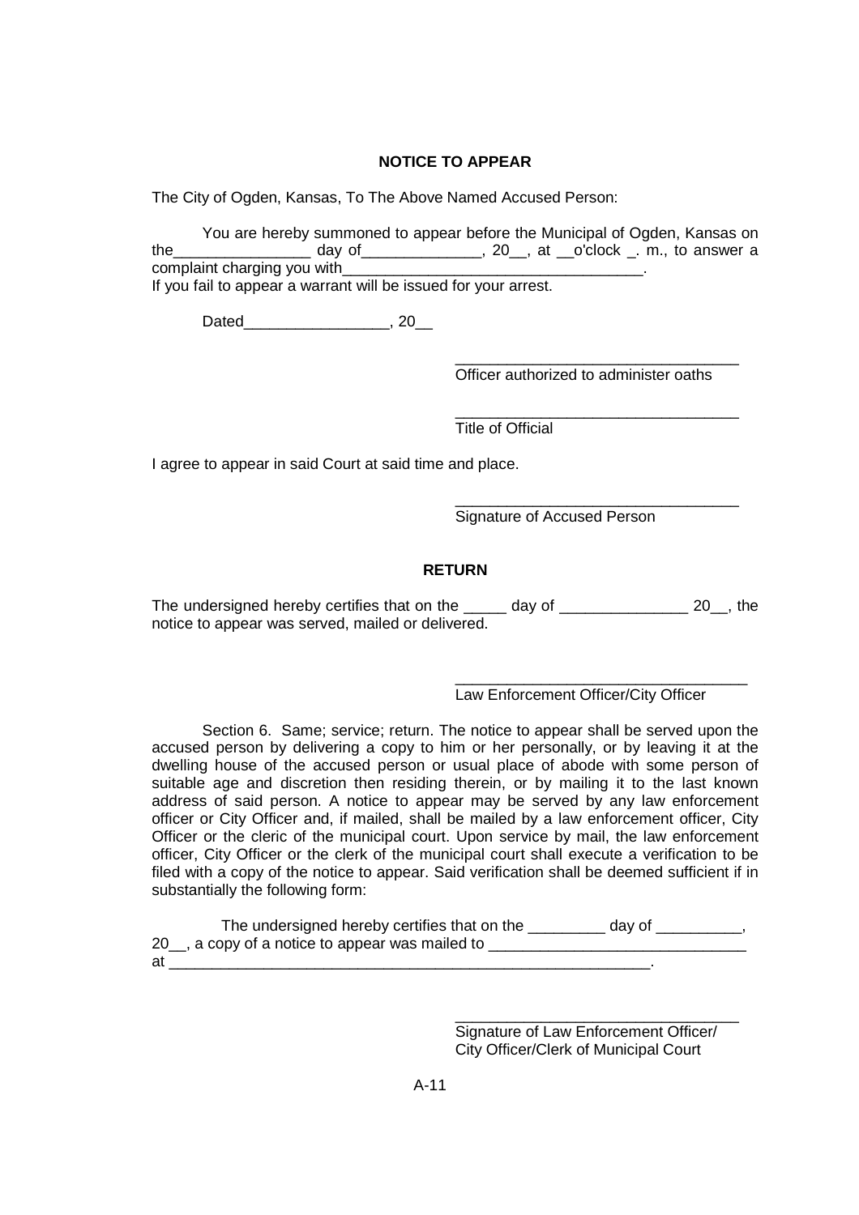**NOTICE TO APPEAR**

The City of Ogden, Kansas, To The Above Named Accused Person:

You are hereby summoned to appear before the Municipal of Ogden, Kansas on the________________ day of______________, 20__, at __o'clock _. m., to answer a complaint charging you with___________________________________.
If you fail to appear a warrant will be issued for your arrest.

Dated_________________, 20__

_________________________________
Officer authorized to administer oaths

_________________________________
Title of Official

I agree to appear in said Court at said time and place.

_________________________________
Signature of Accused Person

**RETURN**

The undersigned hereby certifies that on the _____ day of _______________ 20__, the notice to appear was served, mailed or delivered.

_________________________________
Law Enforcement Officer/City Officer

Section 6. Same; service; return. The notice to appear shall be served upon the accused person by delivering a copy to him or her personally, or by leaving it at the dwelling house of the accused person or usual place of abode with some person of suitable age and discretion then residing therein, or by mailing it to the last known address of said person. A notice to appear may be served by any law enforcement officer or City Officer and, if mailed, shall be mailed by a law enforcement officer, City Officer or the cleric of the municipal court. Upon service by mail, the law enforcement officer, City Officer or the clerk of the municipal court shall execute a verification to be filed with a copy of the notice to appear. Said verification shall be deemed sufficient if in substantially the following form:

The undersigned hereby certifies that on the _________ day of __________, 20__, a copy of a notice to appear was mailed to ______________________________ at ___________________________________________________________.

_________________________________
Signature of Law Enforcement Officer/
City Officer/Clerk of Municipal Court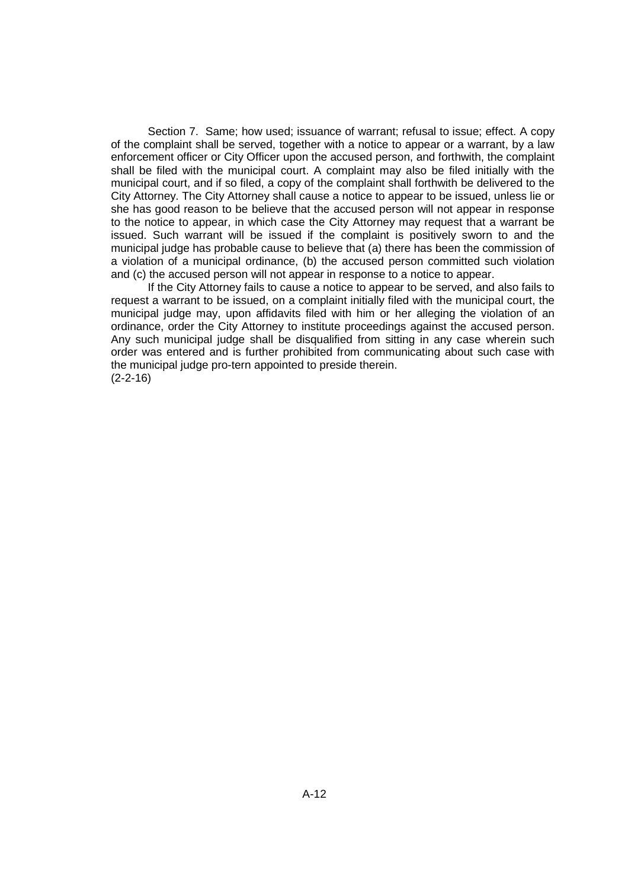Section 7. Same; how used; issuance of warrant; refusal to issue; effect. A copy of the complaint shall be served, together with a notice to appear or a warrant, by a law enforcement officer or City Officer upon the accused person, and forthwith, the complaint shall be filed with the municipal court. A complaint may also be filed initially with the municipal court, and if so filed, a copy of the complaint shall forthwith be delivered to the City Attorney. The City Attorney shall cause a notice to appear to be issued, unless lie or she has good reason to be believe that the accused person will not appear in response to the notice to appear, in which case the City Attorney may request that a warrant be issued. Such warrant will be issued if the complaint is positively sworn to and the municipal judge has probable cause to believe that (a) there has been the commission of a violation of a municipal ordinance, (b) the accused person committed such violation and (c) the accused person will not appear in response to a notice to appear.

If the City Attorney fails to cause a notice to appear to be served, and also fails to request a warrant to be issued, on a complaint initially filed with the municipal court, the municipal judge may, upon affidavits filed with him or her alleging the violation of an ordinance, order the City Attorney to institute proceedings against the accused person. Any such municipal judge shall be disqualified from sitting in any case wherein such order was entered and is further prohibited from communicating about such case with the municipal judge pro-tern appointed to preside therein.
(2-2-16)